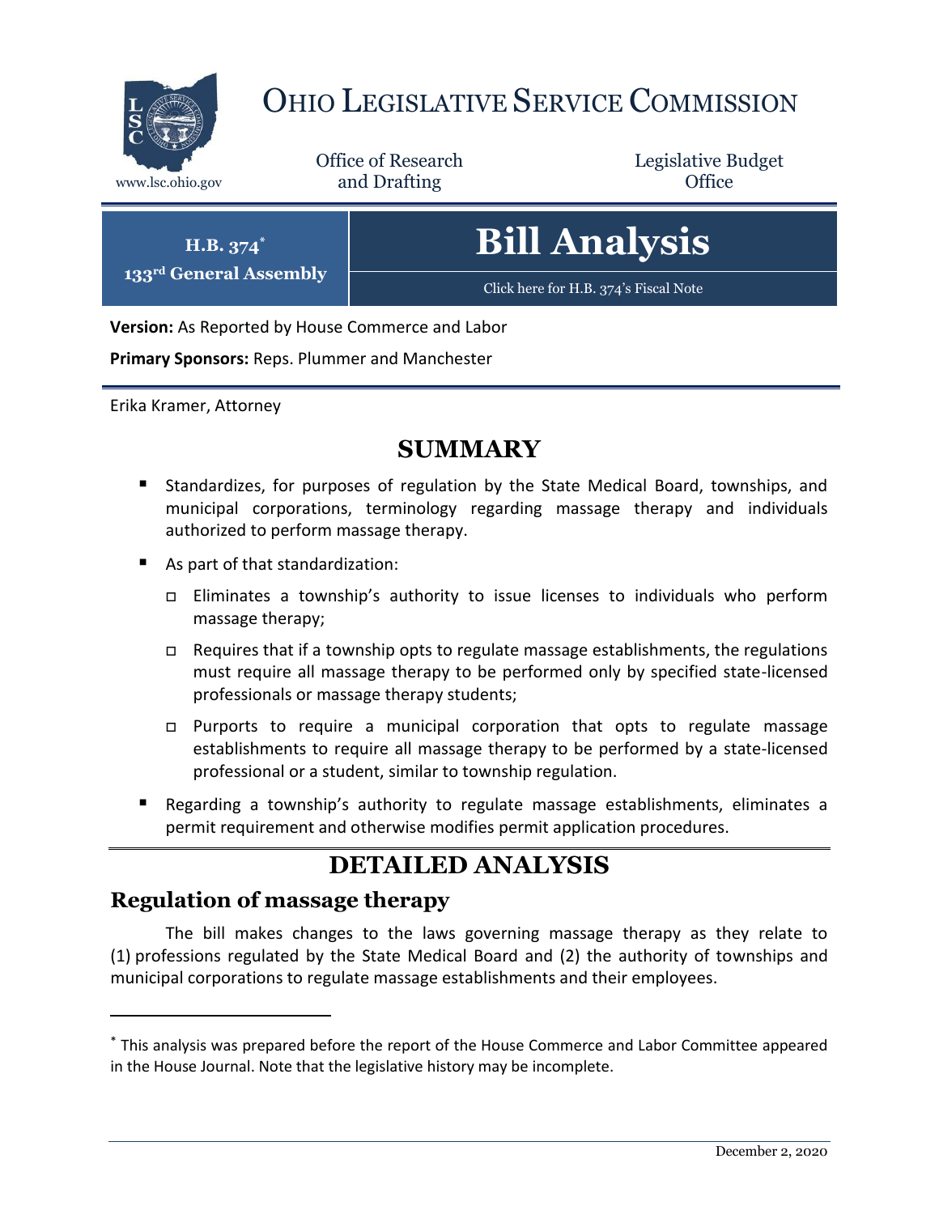# OHIO LEGISLATIVE SERVICE COMMISSION

www.lsc.ohio.gov

Office of Research and Drafting

Legislative Budget Office

**H.B. 374***
**133rd General Assembly**

# Bill Analysis

Click here for H.B. 374's Fiscal Note

**Version:** As Reported by House Commerce and Labor

**Primary Sponsors:** Reps. Plummer and Manchester

Erika Kramer, Attorney

## SUMMARY

- Standardizes, for purposes of regulation by the State Medical Board, townships, and municipal corporations, terminology regarding massage therapy and individuals authorized to perform massage therapy.
- As part of that standardization:
  - Eliminates a township's authority to issue licenses to individuals who perform massage therapy;
  - Requires that if a township opts to regulate massage establishments, the regulations must require all massage therapy to be performed only by specified state-licensed professionals or massage therapy students;
  - Purports to require a municipal corporation that opts to regulate massage establishments to require all massage therapy to be performed by a state-licensed professional or a student, similar to township regulation.
- Regarding a township's authority to regulate massage establishments, eliminates a permit requirement and otherwise modifies permit application procedures.

## DETAILED ANALYSIS

### Regulation of massage therapy

The bill makes changes to the laws governing massage therapy as they relate to (1) professions regulated by the State Medical Board and (2) the authority of townships and municipal corporations to regulate massage establishments and their employees.

* This analysis was prepared before the report of the House Commerce and Labor Committee appeared in the House Journal. Note that the legislative history may be incomplete.

December 2, 2020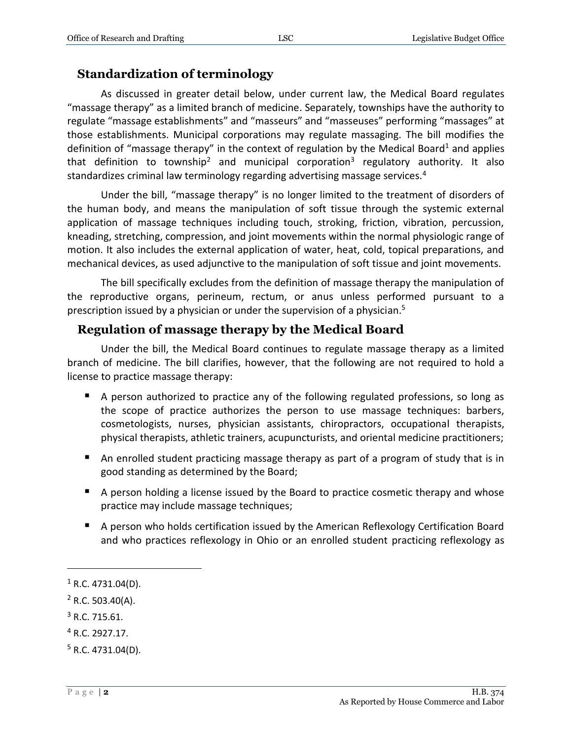## Standardization of terminology

As discussed in greater detail below, under current law, the Medical Board regulates "massage therapy" as a limited branch of medicine. Separately, townships have the authority to regulate "massage establishments" and "masseurs" and "masseuses" performing "massages" at those establishments. Municipal corporations may regulate massaging. The bill modifies the definition of "massage therapy" in the context of regulation by the Medical Board[1] and applies that definition to township[2] and municipal corporation[3] regulatory authority. It also standardizes criminal law terminology regarding advertising massage services.[4]

Under the bill, "massage therapy" is no longer limited to the treatment of disorders of the human body, and means the manipulation of soft tissue through the systemic external application of massage techniques including touch, stroking, friction, vibration, percussion, kneading, stretching, compression, and joint movements within the normal physiologic range of motion. It also includes the external application of water, heat, cold, topical preparations, and mechanical devices, as used adjunctive to the manipulation of soft tissue and joint movements.

The bill specifically excludes from the definition of massage therapy the manipulation of the reproductive organs, perineum, rectum, or anus unless performed pursuant to a prescription issued by a physician or under the supervision of a physician.[5]

## Regulation of massage therapy by the Medical Board

Under the bill, the Medical Board continues to regulate massage therapy as a limited branch of medicine. The bill clarifies, however, that the following are not required to hold a license to practice massage therapy:

- A person authorized to practice any of the following regulated professions, so long as the scope of practice authorizes the person to use massage techniques: barbers, cosmetologists, nurses, physician assistants, chiropractors, occupational therapists, physical therapists, athletic trainers, acupuncturists, and oriental medicine practitioners;
- An enrolled student practicing massage therapy as part of a program of study that is in good standing as determined by the Board;
- A person holding a license issued by the Board to practice cosmetic therapy and whose practice may include massage techniques;
- A person who holds certification issued by the American Reflexology Certification Board and who practices reflexology in Ohio or an enrolled student practicing reflexology as

[1] R.C. 4731.04(D).

[2] R.C. 503.40(A).

[3] R.C. 715.61.

[4] R.C. 2927.17.

[5] R.C. 4731.04(D).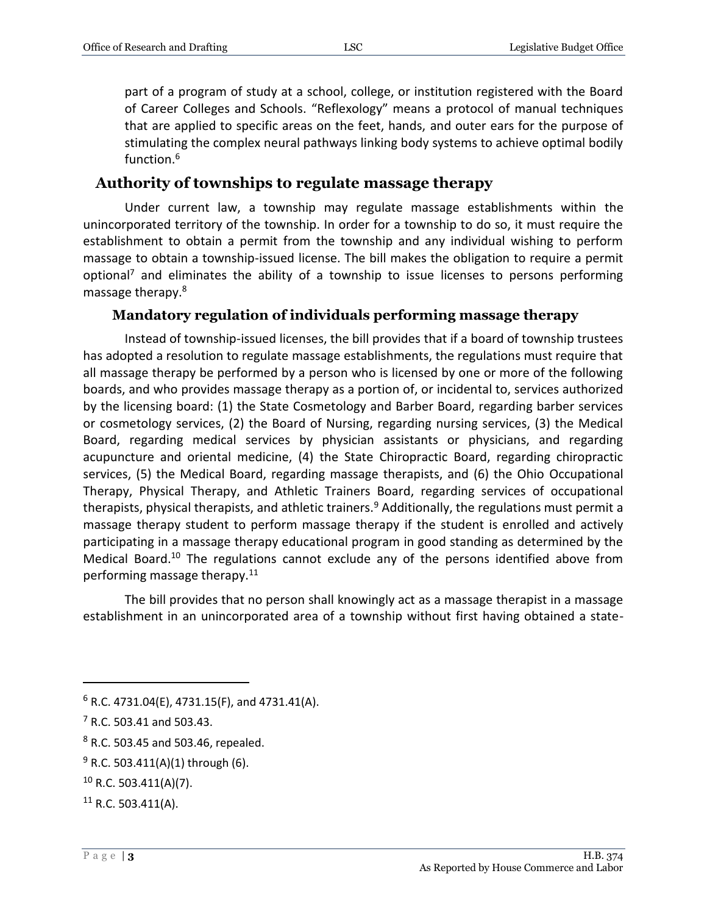part of a program of study at a school, college, or institution registered with the Board of Career Colleges and Schools. "Reflexology" means a protocol of manual techniques that are applied to specific areas on the feet, hands, and outer ears for the purpose of stimulating the complex neural pathways linking body systems to achieve optimal bodily function.[6]

## Authority of townships to regulate massage therapy

Under current law, a township may regulate massage establishments within the unincorporated territory of the township. In order for a township to do so, it must require the establishment to obtain a permit from the township and any individual wishing to perform massage to obtain a township-issued license. The bill makes the obligation to require a permit optional[7] and eliminates the ability of a township to issue licenses to persons performing massage therapy.[8]

### Mandatory regulation of individuals performing massage therapy

Instead of township-issued licenses, the bill provides that if a board of township trustees has adopted a resolution to regulate massage establishments, the regulations must require that all massage therapy be performed by a person who is licensed by one or more of the following boards, and who provides massage therapy as a portion of, or incidental to, services authorized by the licensing board: (1) the State Cosmetology and Barber Board, regarding barber services or cosmetology services, (2) the Board of Nursing, regarding nursing services, (3) the Medical Board, regarding medical services by physician assistants or physicians, and regarding acupuncture and oriental medicine, (4) the State Chiropractic Board, regarding chiropractic services, (5) the Medical Board, regarding massage therapists, and (6) the Ohio Occupational Therapy, Physical Therapy, and Athletic Trainers Board, regarding services of occupational therapists, physical therapists, and athletic trainers.[9] Additionally, the regulations must permit a massage therapy student to perform massage therapy if the student is enrolled and actively participating in a massage therapy educational program in good standing as determined by the Medical Board.[10] The regulations cannot exclude any of the persons identified above from performing massage therapy.[11]

The bill provides that no person shall knowingly act as a massage therapist in a massage establishment in an unincorporated area of a township without first having obtained a state-

---

[6] R.C. 4731.04(E), 4731.15(F), and 4731.41(A).

[7] R.C. 503.41 and 503.43.

[8] R.C. 503.45 and 503.46, repealed.

[9] R.C. 503.411(A)(1) through (6).

[10] R.C. 503.411(A)(7).

[11] R.C. 503.411(A).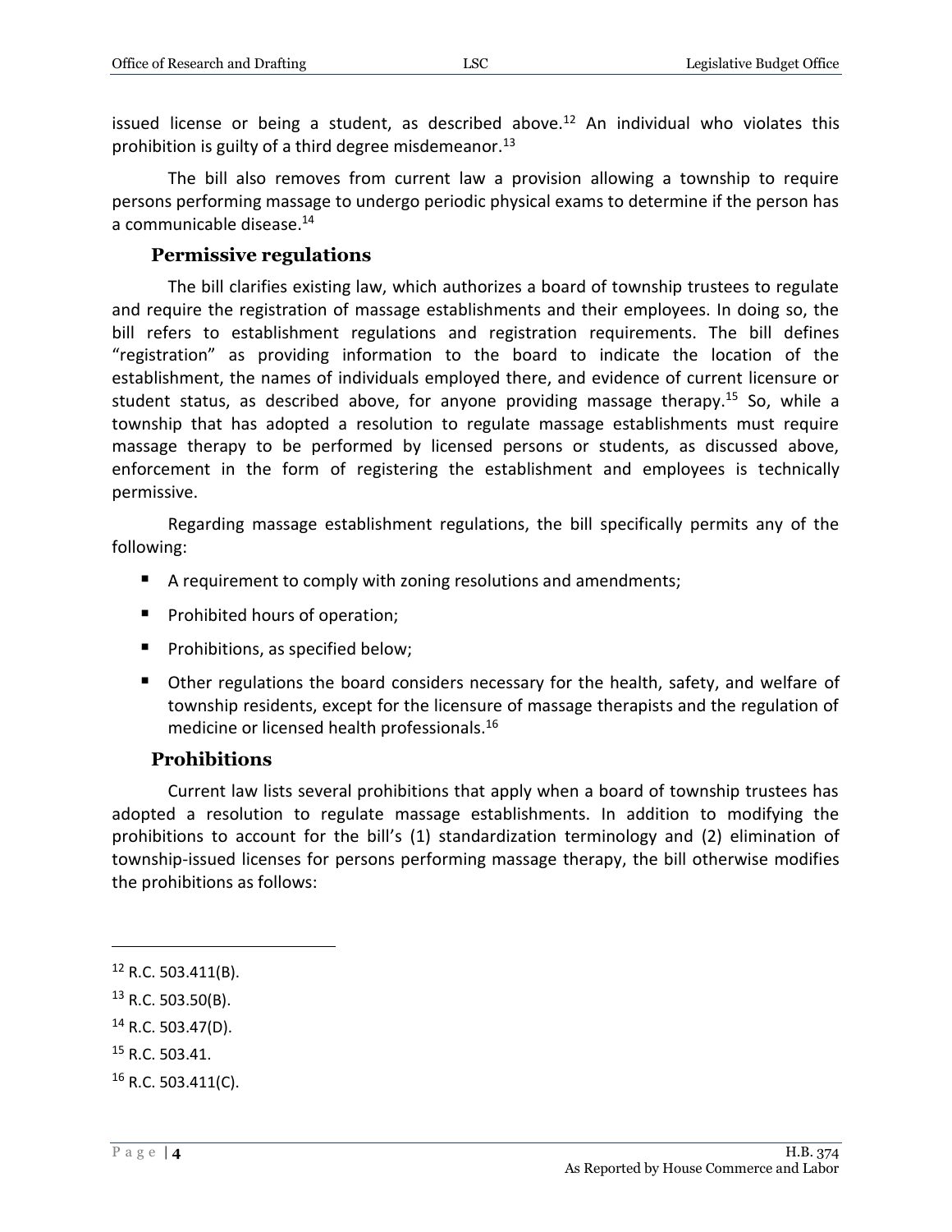issued license or being a student, as described above.[12] An individual who violates this prohibition is guilty of a third degree misdemeanor.[13]

The bill also removes from current law a provision allowing a township to require persons performing massage to undergo periodic physical exams to determine if the person has a communicable disease.[14]

### Permissive regulations

The bill clarifies existing law, which authorizes a board of township trustees to regulate and require the registration of massage establishments and their employees. In doing so, the bill refers to establishment regulations and registration requirements. The bill defines "registration" as providing information to the board to indicate the location of the establishment, the names of individuals employed there, and evidence of current licensure or student status, as described above, for anyone providing massage therapy.[15] So, while a township that has adopted a resolution to regulate massage establishments must require massage therapy to be performed by licensed persons or students, as discussed above, enforcement in the form of registering the establishment and employees is technically permissive.

Regarding massage establishment regulations, the bill specifically permits any of the following:

- A requirement to comply with zoning resolutions and amendments;
- Prohibited hours of operation;
- Prohibitions, as specified below;
- Other regulations the board considers necessary for the health, safety, and welfare of township residents, except for the licensure of massage therapists and the regulation of medicine or licensed health professionals.[16]

### Prohibitions

Current law lists several prohibitions that apply when a board of township trustees has adopted a resolution to regulate massage establishments. In addition to modifying the prohibitions to account for the bill's (1) standardization terminology and (2) elimination of township-issued licenses for persons performing massage therapy, the bill otherwise modifies the prohibitions as follows:

---

[12] R.C. 503.411(B).

[13] R.C. 503.50(B).

[14] R.C. 503.47(D).

[15] R.C. 503.41.

[16] R.C. 503.411(C).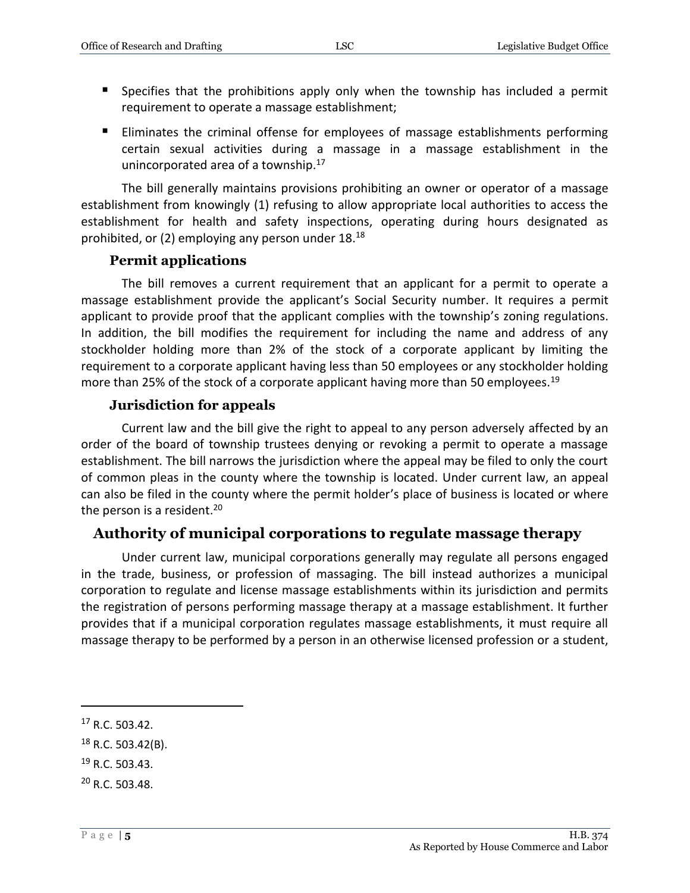- Specifies that the prohibitions apply only when the township has included a permit requirement to operate a massage establishment;
- Eliminates the criminal offense for employees of massage establishments performing certain sexual activities during a massage in a massage establishment in the unincorporated area of a township.[17]

The bill generally maintains provisions prohibiting an owner or operator of a massage establishment from knowingly (1) refusing to allow appropriate local authorities to access the establishment for health and safety inspections, operating during hours designated as prohibited, or (2) employing any person under 18.[18]

### Permit applications

The bill removes a current requirement that an applicant for a permit to operate a massage establishment provide the applicant's Social Security number. It requires a permit applicant to provide proof that the applicant complies with the township's zoning regulations. In addition, the bill modifies the requirement for including the name and address of any stockholder holding more than 2% of the stock of a corporate applicant by limiting the requirement to a corporate applicant having less than 50 employees or any stockholder holding more than 25% of the stock of a corporate applicant having more than 50 employees.[19]

### Jurisdiction for appeals

Current law and the bill give the right to appeal to any person adversely affected by an order of the board of township trustees denying or revoking a permit to operate a massage establishment. The bill narrows the jurisdiction where the appeal may be filed to only the court of common pleas in the county where the township is located. Under current law, an appeal can also be filed in the county where the permit holder's place of business is located or where the person is a resident.[20]

## Authority of municipal corporations to regulate massage therapy

Under current law, municipal corporations generally may regulate all persons engaged in the trade, business, or profession of massaging. The bill instead authorizes a municipal corporation to regulate and license massage establishments within its jurisdiction and permits the registration of persons performing massage therapy at a massage establishment. It further provides that if a municipal corporation regulates massage establishments, it must require all massage therapy to be performed by a person in an otherwise licensed profession or a student,

---

[17] R.C. 503.42.

[18] R.C. 503.42(B).

[19] R.C. 503.43.

[20] R.C. 503.48.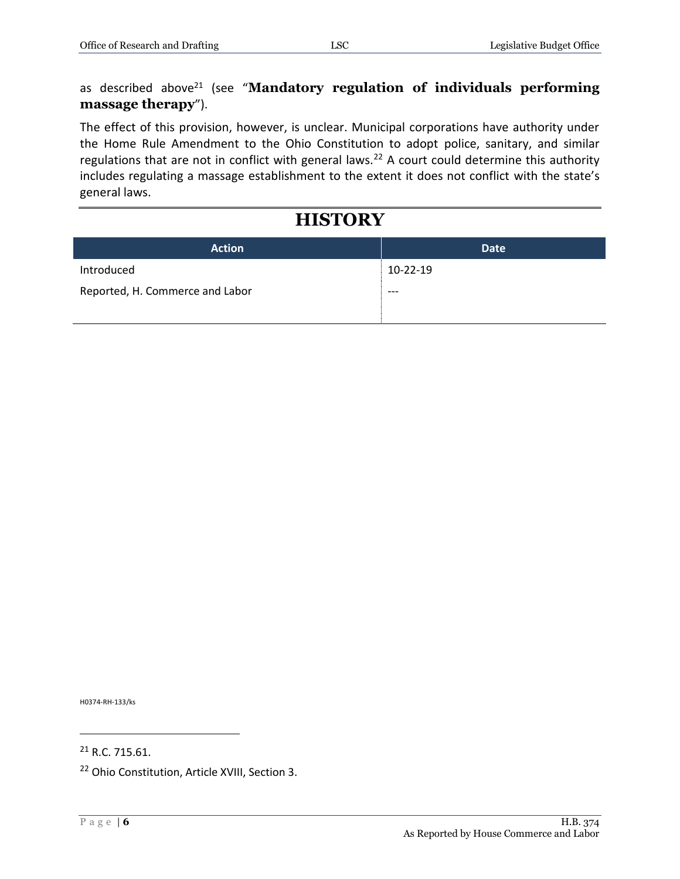as described above[21] (see "**Mandatory regulation of individuals performing massage therapy**").

The effect of this provision, however, is unclear. Municipal corporations have authority under the Home Rule Amendment to the Ohio Constitution to adopt police, sanitary, and similar regulations that are not in conflict with general laws.[22] A court could determine this authority includes regulating a massage establishment to the extent it does not conflict with the state's general laws.

# HISTORY

| Action | Date |
|---|---|
| Introduced | 10-22-19 |
| Reported, H. Commerce and Labor | --- |

H0374-RH-133/ks

[21] R.C. 715.61.

[22] Ohio Constitution, Article XVIII, Section 3.